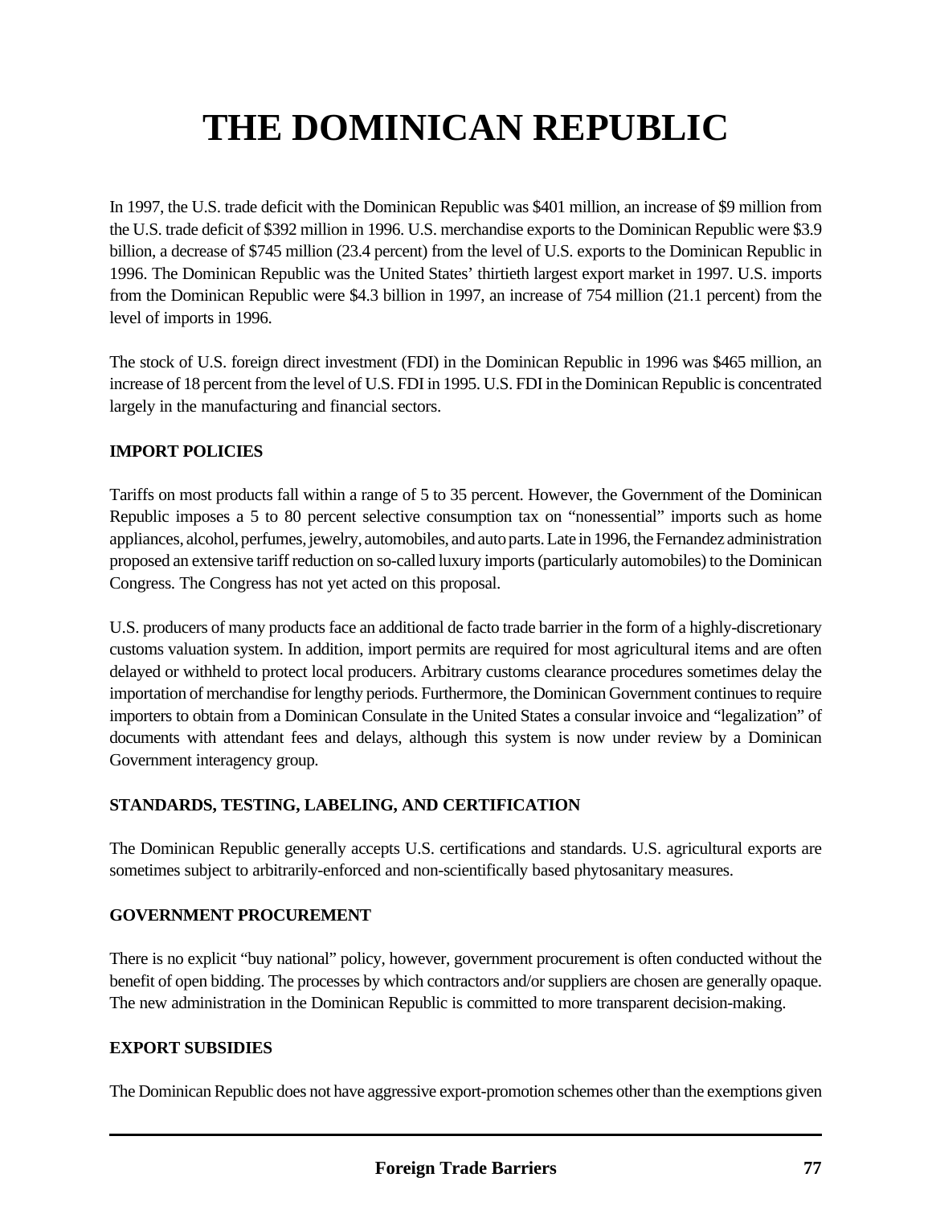# THE DOMINICAN REPUBLIC

In 1997, the U.S. trade deficit with the Dominican Republic was $401 million, an increase of $9 million from the U.S. trade deficit of $392 million in 1996. U.S. merchandise exports to the Dominican Republic were $3.9 billion, a decrease of $745 million (23.4 percent) from the level of U.S. exports to the Dominican Republic in 1996. The Dominican Republic was the United States' thirtieth largest export market in 1997. U.S. imports from the Dominican Republic were $4.3 billion in 1997, an increase of 754 million (21.1 percent) from the level of imports in 1996.

The stock of U.S. foreign direct investment (FDI) in the Dominican Republic in 1996 was $465 million, an increase of 18 percent from the level of U.S. FDI in 1995. U.S. FDI in the Dominican Republic is concentrated largely in the manufacturing and financial sectors.

## IMPORT POLICIES

Tariffs on most products fall within a range of 5 to 35 percent. However, the Government of the Dominican Republic imposes a 5 to 80 percent selective consumption tax on "nonessential" imports such as home appliances, alcohol, perfumes, jewelry, automobiles, and auto parts. Late in 1996, the Fernandez administration proposed an extensive tariff reduction on so-called luxury imports (particularly automobiles) to the Dominican Congress. The Congress has not yet acted on this proposal.

U.S. producers of many products face an additional de facto trade barrier in the form of a highly-discretionary customs valuation system. In addition, import permits are required for most agricultural items and are often delayed or withheld to protect local producers. Arbitrary customs clearance procedures sometimes delay the importation of merchandise for lengthy periods. Furthermore, the Dominican Government continues to require importers to obtain from a Dominican Consulate in the United States a consular invoice and "legalization" of documents with attendant fees and delays, although this system is now under review by a Dominican Government interagency group.

## STANDARDS, TESTING, LABELING, AND CERTIFICATION

The Dominican Republic generally accepts U.S. certifications and standards. U.S. agricultural exports are sometimes subject to arbitrarily-enforced and non-scientifically based phytosanitary measures.

## GOVERNMENT PROCUREMENT

There is no explicit "buy national" policy, however, government procurement is often conducted without the benefit of open bidding. The processes by which contractors and/or suppliers are chosen are generally opaque. The new administration in the Dominican Republic is committed to more transparent decision-making.

## EXPORT SUBSIDIES

The Dominican Republic does not have aggressive export-promotion schemes other than the exemptions given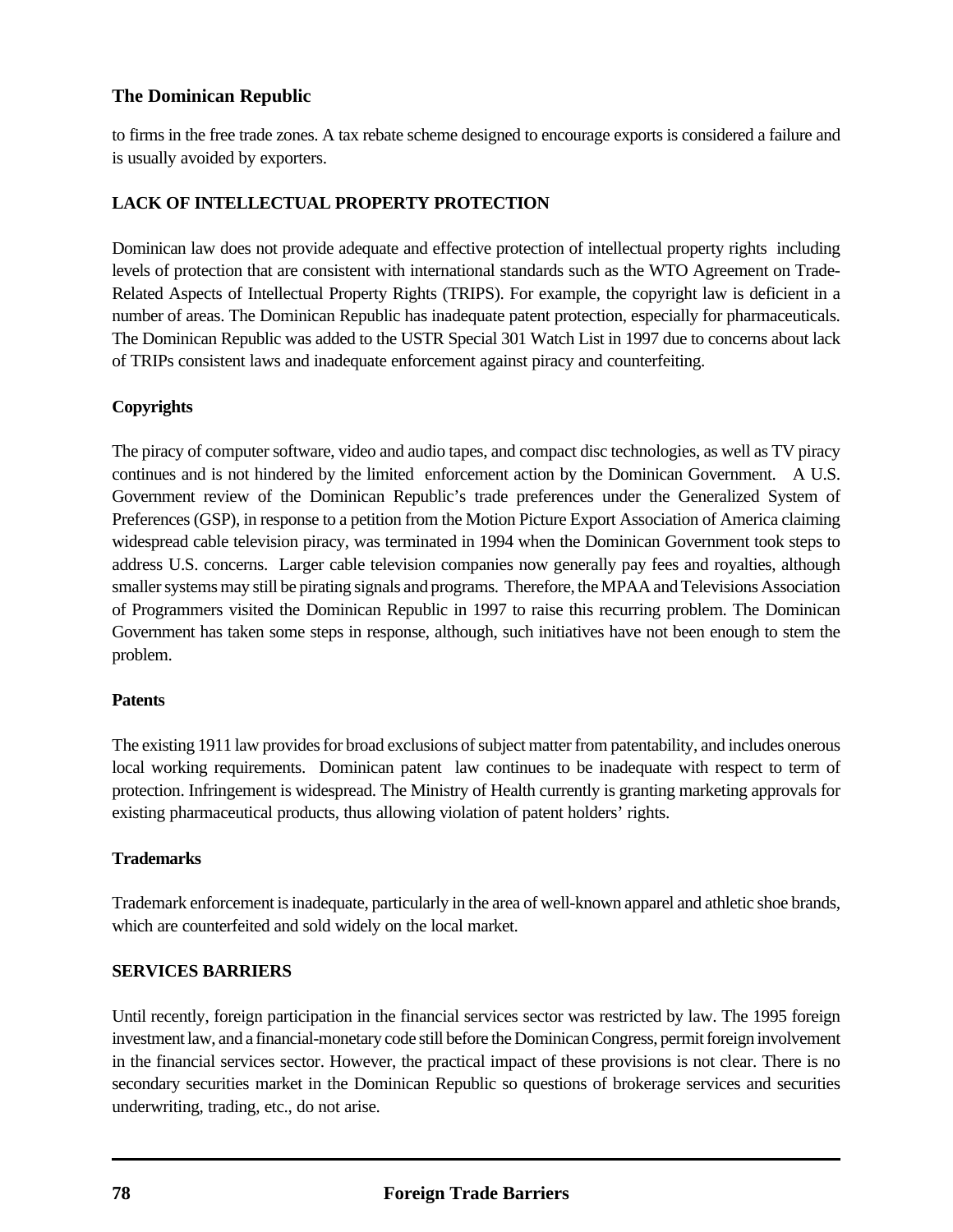to firms in the free trade zones. A tax rebate scheme designed to encourage exports is considered a failure and is usually avoided by exporters.

## LACK OF INTELLECTUAL PROPERTY PROTECTION

Dominican law does not provide adequate and effective protection of intellectual property rights including levels of protection that are consistent with international standards such as the WTO Agreement on Trade-Related Aspects of Intellectual Property Rights (TRIPS). For example, the copyright law is deficient in a number of areas. The Dominican Republic has inadequate patent protection, especially for pharmaceuticals. The Dominican Republic was added to the USTR Special 301 Watch List in 1997 due to concerns about lack of TRIPs consistent laws and inadequate enforcement against piracy and counterfeiting.

### Copyrights

The piracy of computer software, video and audio tapes, and compact disc technologies, as well as TV piracy continues and is not hindered by the limited enforcement action by the Dominican Government. A U.S. Government review of the Dominican Republic's trade preferences under the Generalized System of Preferences (GSP), in response to a petition from the Motion Picture Export Association of America claiming widespread cable television piracy, was terminated in 1994 when the Dominican Government took steps to address U.S. concerns. Larger cable television companies now generally pay fees and royalties, although smaller systems may still be pirating signals and programs. Therefore, the MPAA and Televisions Association of Programmers visited the Dominican Republic in 1997 to raise this recurring problem. The Dominican Government has taken some steps in response, although, such initiatives have not been enough to stem the problem.

### Patents

The existing 1911 law provides for broad exclusions of subject matter from patentability, and includes onerous local working requirements. Dominican patent law continues to be inadequate with respect to term of protection. Infringement is widespread. The Ministry of Health currently is granting marketing approvals for existing pharmaceutical products, thus allowing violation of patent holders' rights.

### Trademarks

Trademark enforcement is inadequate, particularly in the area of well-known apparel and athletic shoe brands, which are counterfeited and sold widely on the local market.

## SERVICES BARRIERS

Until recently, foreign participation in the financial services sector was restricted by law. The 1995 foreign investment law, and a financial-monetary code still before the Dominican Congress, permit foreign involvement in the financial services sector. However, the practical impact of these provisions is not clear. There is no secondary securities market in the Dominican Republic so questions of brokerage services and securities underwriting, trading, etc., do not arise.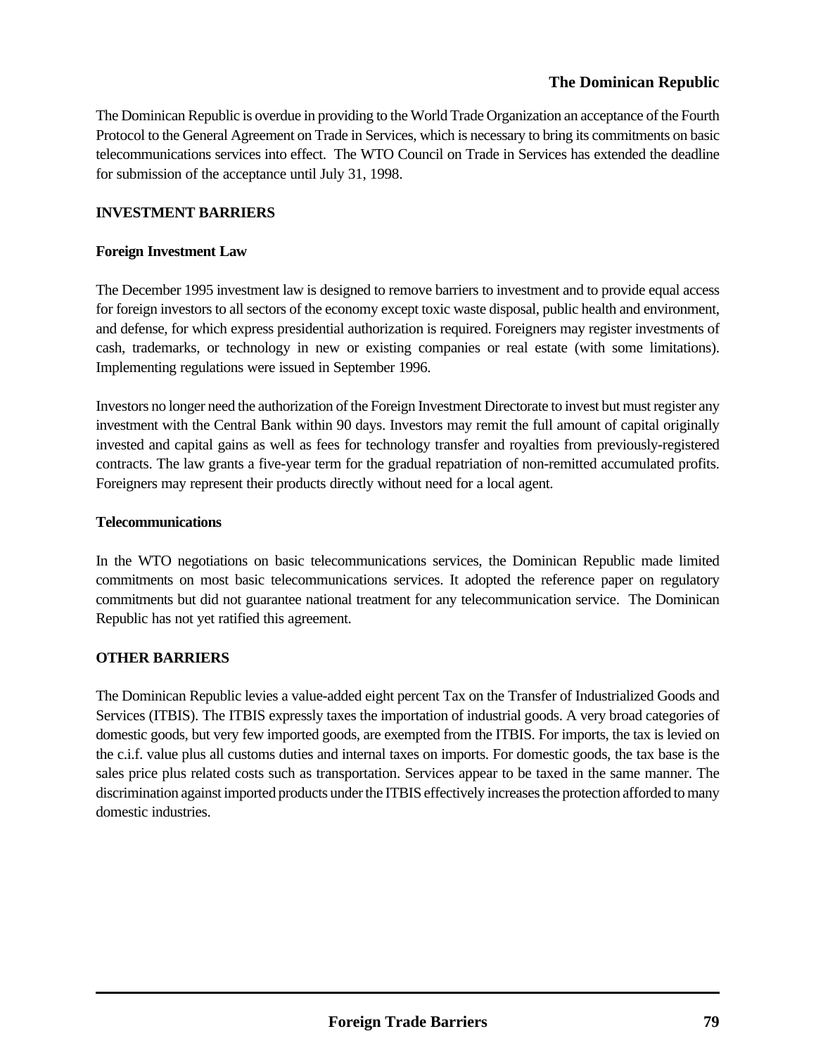The Dominican Republic is overdue in providing to the World Trade Organization an acceptance of the Fourth Protocol to the General Agreement on Trade in Services, which is necessary to bring its commitments on basic telecommunications services into effect. The WTO Council on Trade in Services has extended the deadline for submission of the acceptance until July 31, 1998.

## INVESTMENT BARRIERS

### Foreign Investment Law

The December 1995 investment law is designed to remove barriers to investment and to provide equal access for foreign investors to all sectors of the economy except toxic waste disposal, public health and environment, and defense, for which express presidential authorization is required. Foreigners may register investments of cash, trademarks, or technology in new or existing companies or real estate (with some limitations). Implementing regulations were issued in September 1996.

Investors no longer need the authorization of the Foreign Investment Directorate to invest but must register any investment with the Central Bank within 90 days. Investors may remit the full amount of capital originally invested and capital gains as well as fees for technology transfer and royalties from previously-registered contracts. The law grants a five-year term for the gradual repatriation of non-remitted accumulated profits. Foreigners may represent their products directly without need for a local agent.

### Telecommunications

In the WTO negotiations on basic telecommunications services, the Dominican Republic made limited commitments on most basic telecommunications services. It adopted the reference paper on regulatory commitments but did not guarantee national treatment for any telecommunication service. The Dominican Republic has not yet ratified this agreement.

## OTHER BARRIERS

The Dominican Republic levies a value-added eight percent Tax on the Transfer of Industrialized Goods and Services (ITBIS). The ITBIS expressly taxes the importation of industrial goods. A very broad categories of domestic goods, but very few imported goods, are exempted from the ITBIS. For imports, the tax is levied on the c.i.f. value plus all customs duties and internal taxes on imports. For domestic goods, the tax base is the sales price plus related costs such as transportation. Services appear to be taxed in the same manner. The discrimination against imported products under the ITBIS effectively increases the protection afforded to many domestic industries.